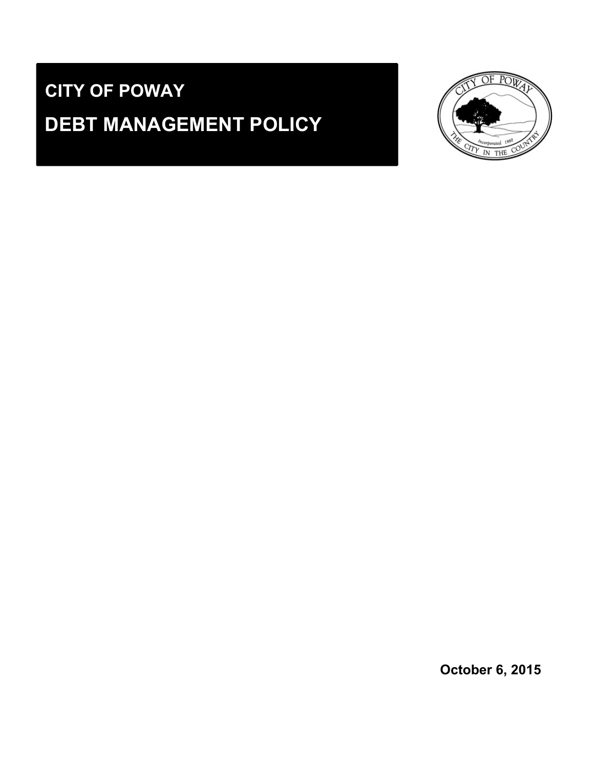# CITY OF POWAY

# DEBT MANAGEMENT POLICY

**October 6, 2015**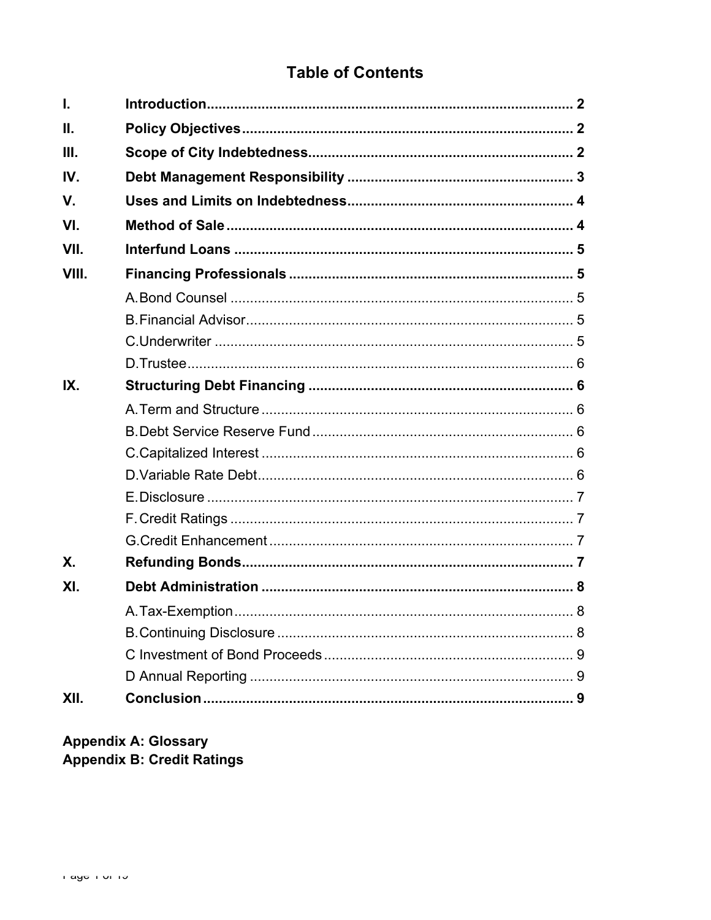# Table of Contents

| | | |
|---|---|---|
| **I.** | **Introduction** | **2** |
| **II.** | **Policy Objectives** | **2** |
| **III.** | **Scope of City Indebtedness** | **2** |
| **IV.** | **Debt Management Responsibility** | **3** |
| **V.** | **Uses and Limits on Indebtedness** | **4** |
| **VI.** | **Method of Sale** | **4** |
| **VII.** | **Interfund Loans** | **5** |
| **VIII.** | **Financing Professionals** | **5** |
| | A. Bond Counsel | 5 |
| | B. Financial Advisor | 5 |
| | C. Underwriter | 5 |
| | D. Trustee | 6 |
| **IX.** | **Structuring Debt Financing** | **6** |
| | A. Term and Structure | 6 |
| | B. Debt Service Reserve Fund | 6 |
| | C. Capitalized Interest | 6 |
| | D. Variable Rate Debt | 6 |
| | E. Disclosure | 7 |
| | F. Credit Ratings | 7 |
| | G. Credit Enhancement | 7 |
| **X.** | **Refunding Bonds** | **7** |
| **XI.** | **Debt Administration** | **8** |
| | A. Tax-Exemption | 8 |
| | B. Continuing Disclosure | 8 |
| | C Investment of Bond Proceeds | 9 |
| | D Annual Reporting | 9 |
| **XII.** | **Conclusion** | **9** |

**Appendix A: Glossary**
**Appendix B: Credit Ratings**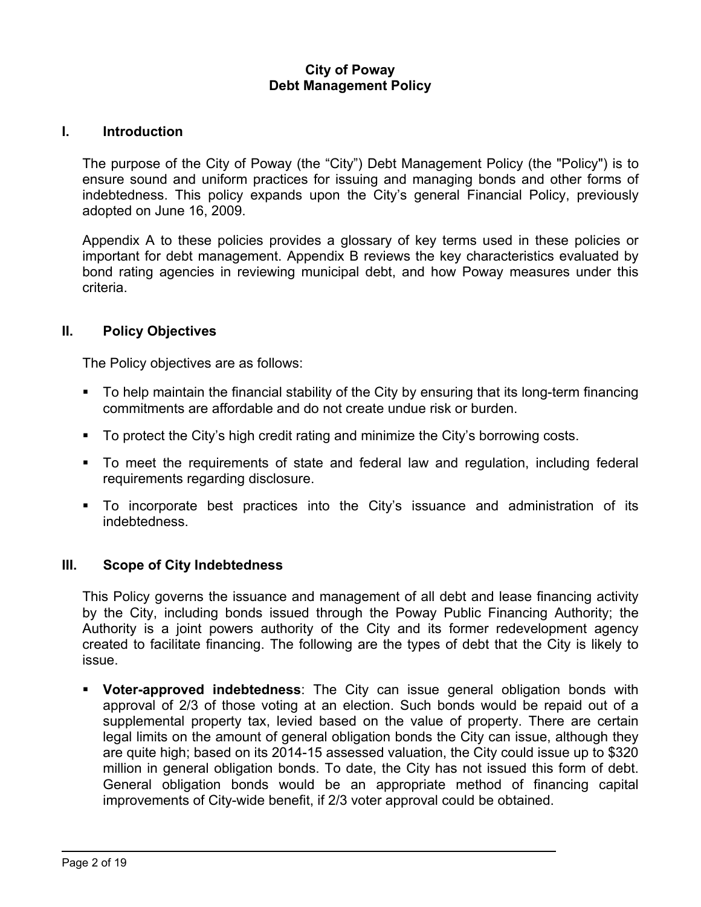**City of Poway**
**Debt Management Policy**

## I. Introduction

The purpose of the City of Poway (the "City") Debt Management Policy (the "Policy") is to ensure sound and uniform practices for issuing and managing bonds and other forms of indebtedness. This policy expands upon the City's general Financial Policy, previously adopted on June 16, 2009.

Appendix A to these policies provides a glossary of key terms used in these policies or important for debt management. Appendix B reviews the key characteristics evaluated by bond rating agencies in reviewing municipal debt, and how Poway measures under this criteria.

## II. Policy Objectives

The Policy objectives are as follows:

- To help maintain the financial stability of the City by ensuring that its long-term financing commitments are affordable and do not create undue risk or burden.
- To protect the City's high credit rating and minimize the City's borrowing costs.
- To meet the requirements of state and federal law and regulation, including federal requirements regarding disclosure.
- To incorporate best practices into the City's issuance and administration of its indebtedness.

## III. Scope of City Indebtedness

This Policy governs the issuance and management of all debt and lease financing activity by the City, including bonds issued through the Poway Public Financing Authority; the Authority is a joint powers authority of the City and its former redevelopment agency created to facilitate financing. The following are the types of debt that the City is likely to issue.

- **Voter-approved indebtedness**: The City can issue general obligation bonds with approval of 2/3 of those voting at an election. Such bonds would be repaid out of a supplemental property tax, levied based on the value of property. There are certain legal limits on the amount of general obligation bonds the City can issue, although they are quite high; based on its 2014-15 assessed valuation, the City could issue up to $320 million in general obligation bonds. To date, the City has not issued this form of debt. General obligation bonds would be an appropriate method of financing capital improvements of City-wide benefit, if 2/3 voter approval could be obtained.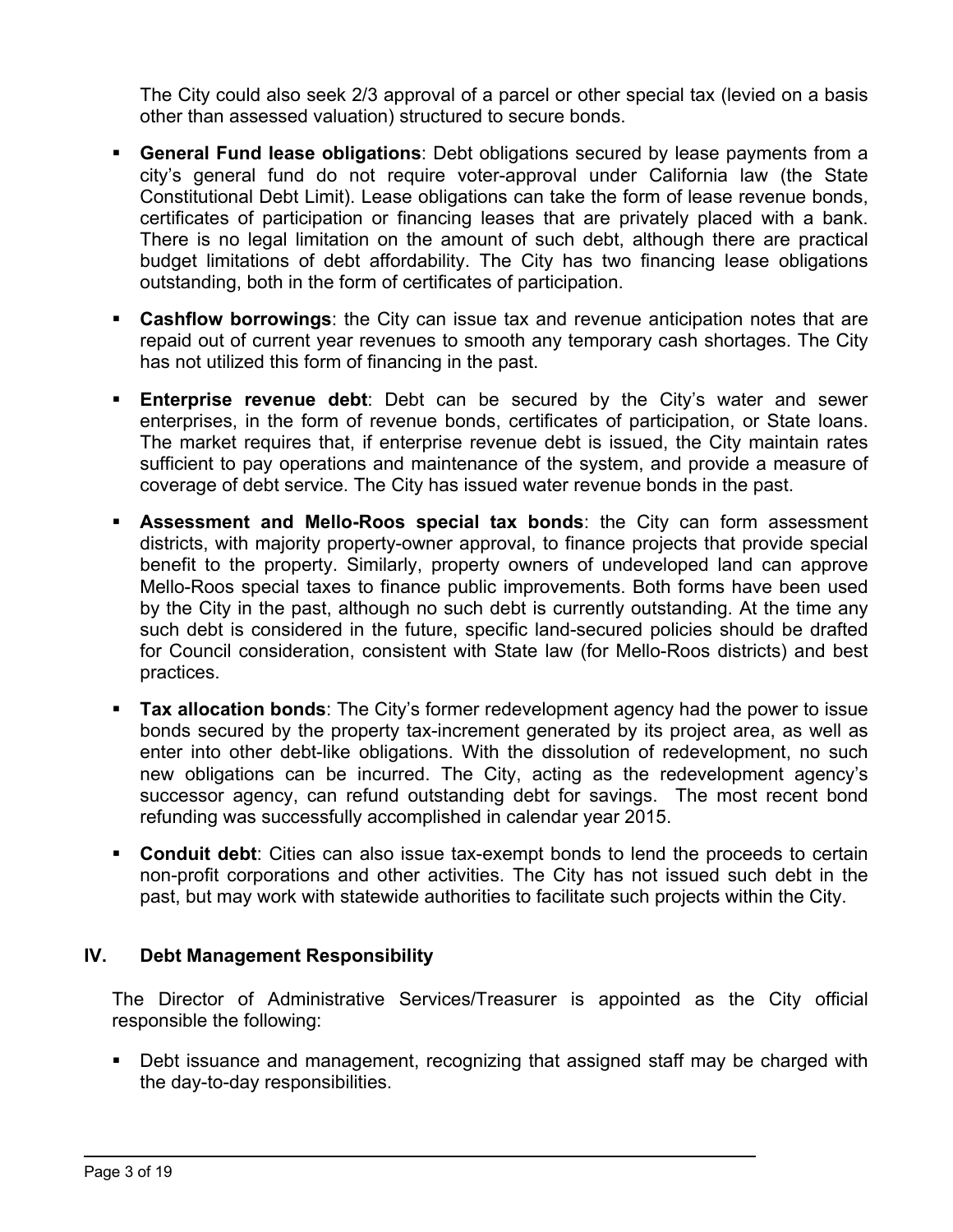The City could also seek 2/3 approval of a parcel or other special tax (levied on a basis other than assessed valuation) structured to secure bonds.

- **General Fund lease obligations**: Debt obligations secured by lease payments from a city's general fund do not require voter-approval under California law (the State Constitutional Debt Limit). Lease obligations can take the form of lease revenue bonds, certificates of participation or financing leases that are privately placed with a bank. There is no legal limitation on the amount of such debt, although there are practical budget limitations of debt affordability. The City has two financing lease obligations outstanding, both in the form of certificates of participation.

- **Cashflow borrowings**: the City can issue tax and revenue anticipation notes that are repaid out of current year revenues to smooth any temporary cash shortages. The City has not utilized this form of financing in the past.

- **Enterprise revenue debt**: Debt can be secured by the City's water and sewer enterprises, in the form of revenue bonds, certificates of participation, or State loans. The market requires that, if enterprise revenue debt is issued, the City maintain rates sufficient to pay operations and maintenance of the system, and provide a measure of coverage of debt service. The City has issued water revenue bonds in the past.

- **Assessment and Mello-Roos special tax bonds**: the City can form assessment districts, with majority property-owner approval, to finance projects that provide special benefit to the property. Similarly, property owners of undeveloped land can approve Mello-Roos special taxes to finance public improvements. Both forms have been used by the City in the past, although no such debt is currently outstanding. At the time any such debt is considered in the future, specific land-secured policies should be drafted for Council consideration, consistent with State law (for Mello-Roos districts) and best practices.

- **Tax allocation bonds**: The City's former redevelopment agency had the power to issue bonds secured by the property tax-increment generated by its project area, as well as enter into other debt-like obligations. With the dissolution of redevelopment, no such new obligations can be incurred. The City, acting as the redevelopment agency's successor agency, can refund outstanding debt for savings. The most recent bond refunding was successfully accomplished in calendar year 2015.

- **Conduit debt**: Cities can also issue tax-exempt bonds to lend the proceeds to certain non-profit corporations and other activities. The City has not issued such debt in the past, but may work with statewide authorities to facilitate such projects within the City.

## IV. Debt Management Responsibility

The Director of Administrative Services/Treasurer is appointed as the City official responsible the following:

- Debt issuance and management, recognizing that assigned staff may be charged with the day-to-day responsibilities.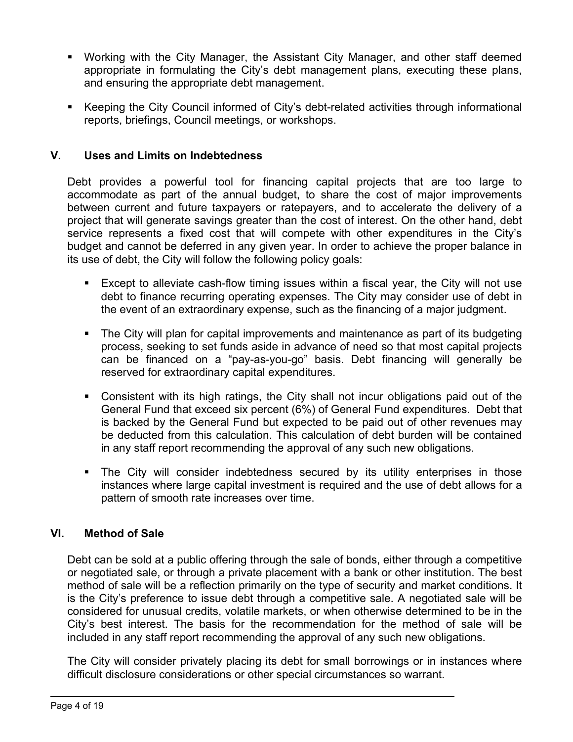- Working with the City Manager, the Assistant City Manager, and other staff deemed appropriate in formulating the City's debt management plans, executing these plans, and ensuring the appropriate debt management.
- Keeping the City Council informed of City's debt-related activities through informational reports, briefings, Council meetings, or workshops.

## V. Uses and Limits on Indebtedness

Debt provides a powerful tool for financing capital projects that are too large to accommodate as part of the annual budget, to share the cost of major improvements between current and future taxpayers or ratepayers, and to accelerate the delivery of a project that will generate savings greater than the cost of interest. On the other hand, debt service represents a fixed cost that will compete with other expenditures in the City's budget and cannot be deferred in any given year. In order to achieve the proper balance in its use of debt, the City will follow the following policy goals:

- Except to alleviate cash-flow timing issues within a fiscal year, the City will not use debt to finance recurring operating expenses. The City may consider use of debt in the event of an extraordinary expense, such as the financing of a major judgment.
- The City will plan for capital improvements and maintenance as part of its budgeting process, seeking to set funds aside in advance of need so that most capital projects can be financed on a "pay-as-you-go" basis. Debt financing will generally be reserved for extraordinary capital expenditures.
- Consistent with its high ratings, the City shall not incur obligations paid out of the General Fund that exceed six percent (6%) of General Fund expenditures. Debt that is backed by the General Fund but expected to be paid out of other revenues may be deducted from this calculation. This calculation of debt burden will be contained in any staff report recommending the approval of any such new obligations.
- The City will consider indebtedness secured by its utility enterprises in those instances where large capital investment is required and the use of debt allows for a pattern of smooth rate increases over time.

## VI. Method of Sale

Debt can be sold at a public offering through the sale of bonds, either through a competitive or negotiated sale, or through a private placement with a bank or other institution. The best method of sale will be a reflection primarily on the type of security and market conditions. It is the City's preference to issue debt through a competitive sale. A negotiated sale will be considered for unusual credits, volatile markets, or when otherwise determined to be in the City's best interest. The basis for the recommendation for the method of sale will be included in any staff report recommending the approval of any such new obligations.

The City will consider privately placing its debt for small borrowings or in instances where difficult disclosure considerations or other special circumstances so warrant.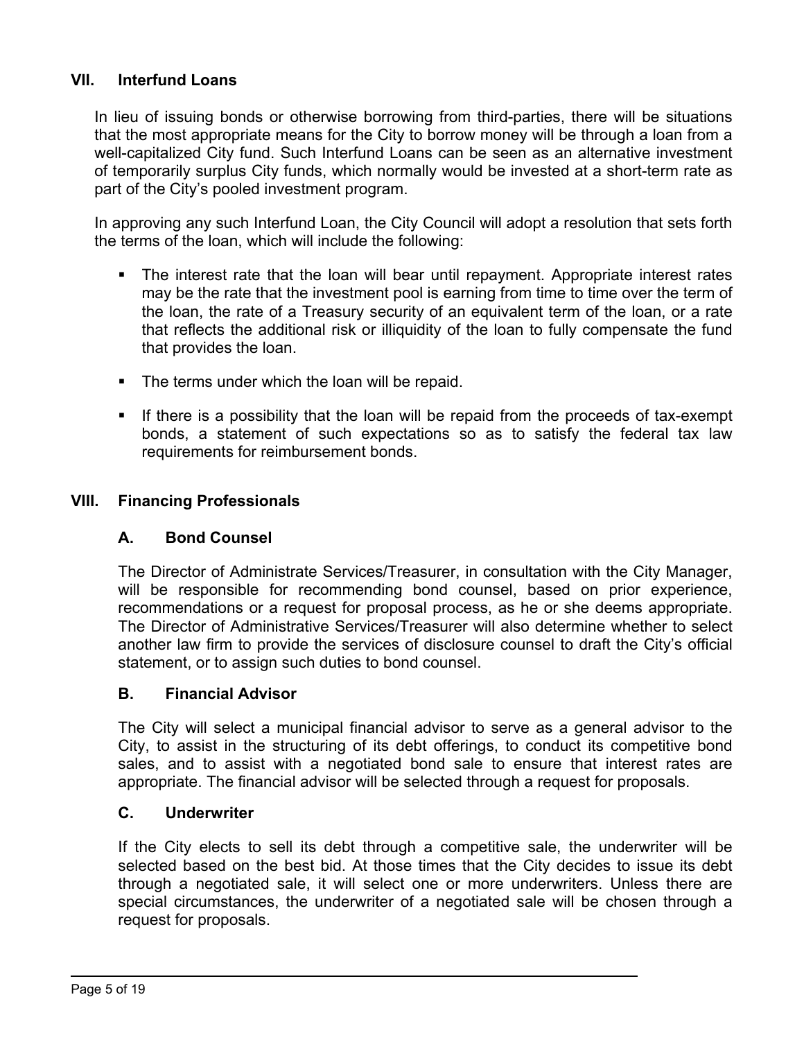## VII. Interfund Loans

In lieu of issuing bonds or otherwise borrowing from third-parties, there will be situations that the most appropriate means for the City to borrow money will be through a loan from a well-capitalized City fund. Such Interfund Loans can be seen as an alternative investment of temporarily surplus City funds, which normally would be invested at a short-term rate as part of the City's pooled investment program.

In approving any such Interfund Loan, the City Council will adopt a resolution that sets forth the terms of the loan, which will include the following:

- The interest rate that the loan will bear until repayment. Appropriate interest rates may be the rate that the investment pool is earning from time to time over the term of the loan, the rate of a Treasury security of an equivalent term of the loan, or a rate that reflects the additional risk or illiquidity of the loan to fully compensate the fund that provides the loan.
- The terms under which the loan will be repaid.
- If there is a possibility that the loan will be repaid from the proceeds of tax-exempt bonds, a statement of such expectations so as to satisfy the federal tax law requirements for reimbursement bonds.

## VIII. Financing Professionals

### A. Bond Counsel

The Director of Administrate Services/Treasurer, in consultation with the City Manager, will be responsible for recommending bond counsel, based on prior experience, recommendations or a request for proposal process, as he or she deems appropriate. The Director of Administrative Services/Treasurer will also determine whether to select another law firm to provide the services of disclosure counsel to draft the City's official statement, or to assign such duties to bond counsel.

### B. Financial Advisor

The City will select a municipal financial advisor to serve as a general advisor to the City, to assist in the structuring of its debt offerings, to conduct its competitive bond sales, and to assist with a negotiated bond sale to ensure that interest rates are appropriate. The financial advisor will be selected through a request for proposals.

### C. Underwriter

If the City elects to sell its debt through a competitive sale, the underwriter will be selected based on the best bid. At those times that the City decides to issue its debt through a negotiated sale, it will select one or more underwriters. Unless there are special circumstances, the underwriter of a negotiated sale will be chosen through a request for proposals.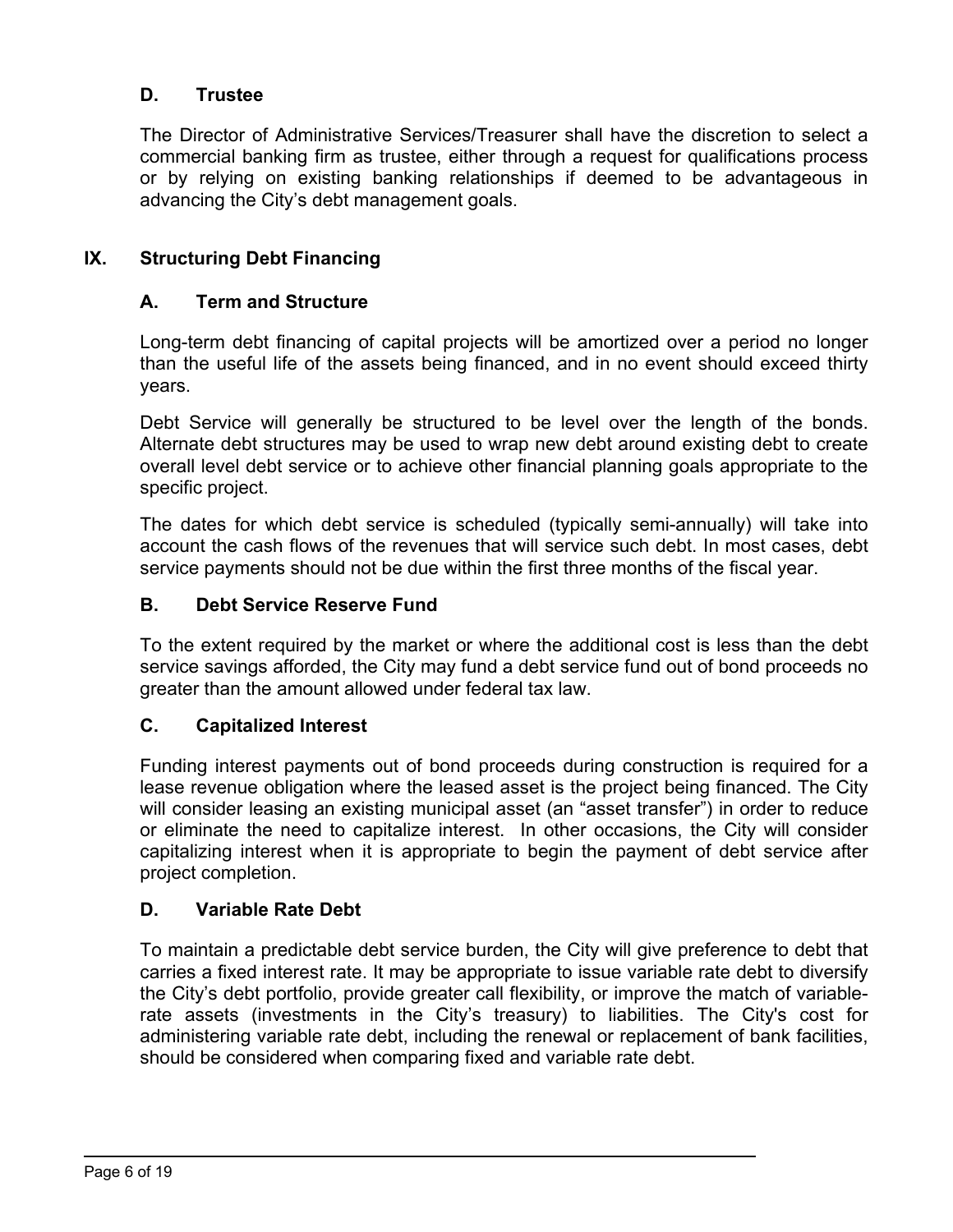### D. Trustee

The Director of Administrative Services/Treasurer shall have the discretion to select a commercial banking firm as trustee, either through a request for qualifications process or by relying on existing banking relationships if deemed to be advantageous in advancing the City's debt management goals.

## IX. Structuring Debt Financing

### A. Term and Structure

Long-term debt financing of capital projects will be amortized over a period no longer than the useful life of the assets being financed, and in no event should exceed thirty years.

Debt Service will generally be structured to be level over the length of the bonds. Alternate debt structures may be used to wrap new debt around existing debt to create overall level debt service or to achieve other financial planning goals appropriate to the specific project.

The dates for which debt service is scheduled (typically semi-annually) will take into account the cash flows of the revenues that will service such debt. In most cases, debt service payments should not be due within the first three months of the fiscal year.

### B. Debt Service Reserve Fund

To the extent required by the market or where the additional cost is less than the debt service savings afforded, the City may fund a debt service fund out of bond proceeds no greater than the amount allowed under federal tax law.

### C. Capitalized Interest

Funding interest payments out of bond proceeds during construction is required for a lease revenue obligation where the leased asset is the project being financed. The City will consider leasing an existing municipal asset (an "asset transfer") in order to reduce or eliminate the need to capitalize interest. In other occasions, the City will consider capitalizing interest when it is appropriate to begin the payment of debt service after project completion.

### D. Variable Rate Debt

To maintain a predictable debt service burden, the City will give preference to debt that carries a fixed interest rate. It may be appropriate to issue variable rate debt to diversify the City's debt portfolio, provide greater call flexibility, or improve the match of variable-rate assets (investments in the City's treasury) to liabilities. The City's cost for administering variable rate debt, including the renewal or replacement of bank facilities, should be considered when comparing fixed and variable rate debt.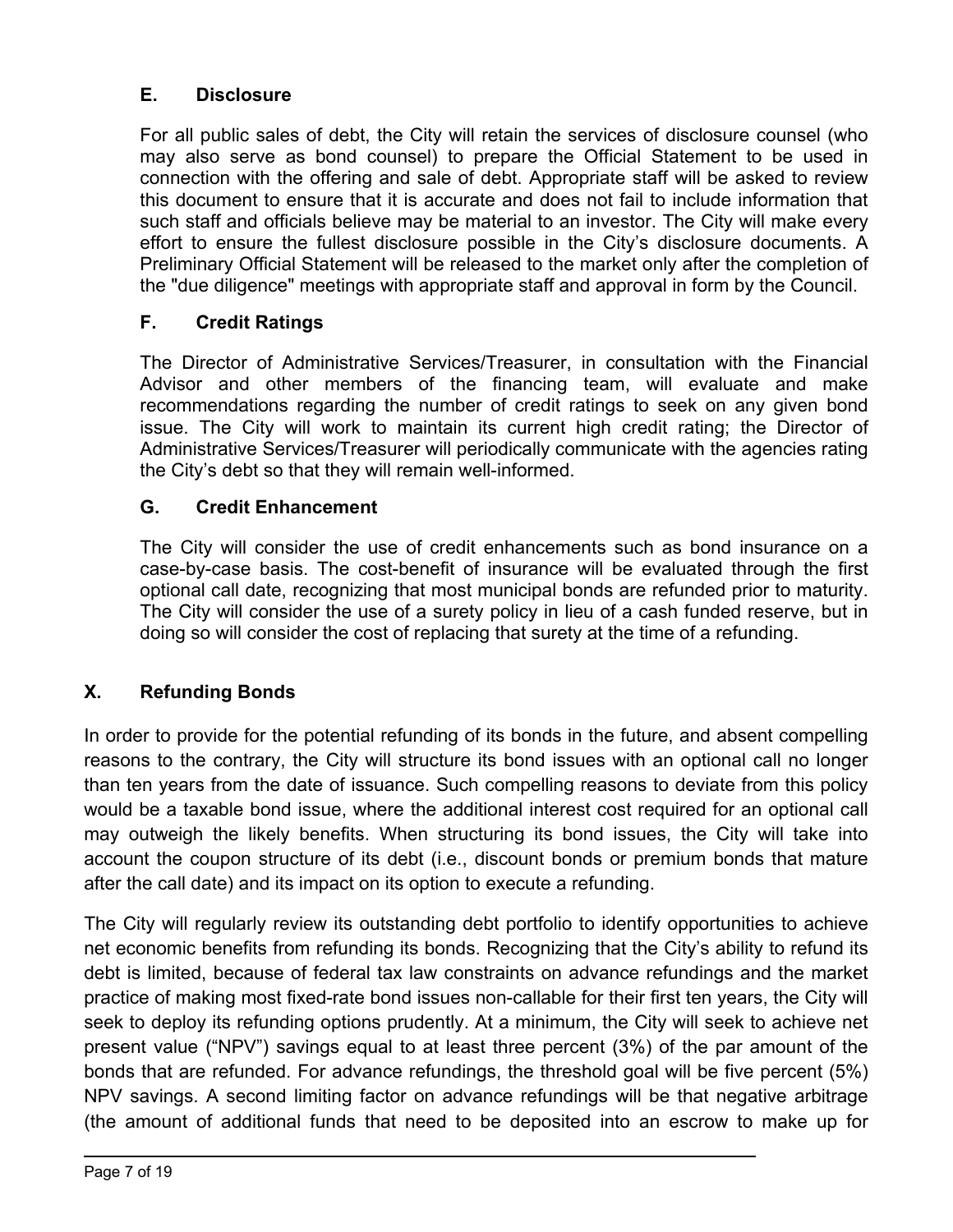### E. Disclosure

For all public sales of debt, the City will retain the services of disclosure counsel (who may also serve as bond counsel) to prepare the Official Statement to be used in connection with the offering and sale of debt. Appropriate staff will be asked to review this document to ensure that it is accurate and does not fail to include information that such staff and officials believe may be material to an investor. The City will make every effort to ensure the fullest disclosure possible in the City's disclosure documents. A Preliminary Official Statement will be released to the market only after the completion of the "due diligence" meetings with appropriate staff and approval in form by the Council.

### F. Credit Ratings

The Director of Administrative Services/Treasurer, in consultation with the Financial Advisor and other members of the financing team, will evaluate and make recommendations regarding the number of credit ratings to seek on any given bond issue. The City will work to maintain its current high credit rating; the Director of Administrative Services/Treasurer will periodically communicate with the agencies rating the City's debt so that they will remain well-informed.

### G. Credit Enhancement

The City will consider the use of credit enhancements such as bond insurance on a case-by-case basis. The cost-benefit of insurance will be evaluated through the first optional call date, recognizing that most municipal bonds are refunded prior to maturity. The City will consider the use of a surety policy in lieu of a cash funded reserve, but in doing so will consider the cost of replacing that surety at the time of a refunding.

## X. Refunding Bonds

In order to provide for the potential refunding of its bonds in the future, and absent compelling reasons to the contrary, the City will structure its bond issues with an optional call no longer than ten years from the date of issuance. Such compelling reasons to deviate from this policy would be a taxable bond issue, where the additional interest cost required for an optional call may outweigh the likely benefits. When structuring its bond issues, the City will take into account the coupon structure of its debt (i.e., discount bonds or premium bonds that mature after the call date) and its impact on its option to execute a refunding.

The City will regularly review its outstanding debt portfolio to identify opportunities to achieve net economic benefits from refunding its bonds. Recognizing that the City's ability to refund its debt is limited, because of federal tax law constraints on advance refundings and the market practice of making most fixed-rate bond issues non-callable for their first ten years, the City will seek to deploy its refunding options prudently. At a minimum, the City will seek to achieve net present value ("NPV") savings equal to at least three percent (3%) of the par amount of the bonds that are refunded. For advance refundings, the threshold goal will be five percent (5%) NPV savings. A second limiting factor on advance refundings will be that negative arbitrage (the amount of additional funds that need to be deposited into an escrow to make up for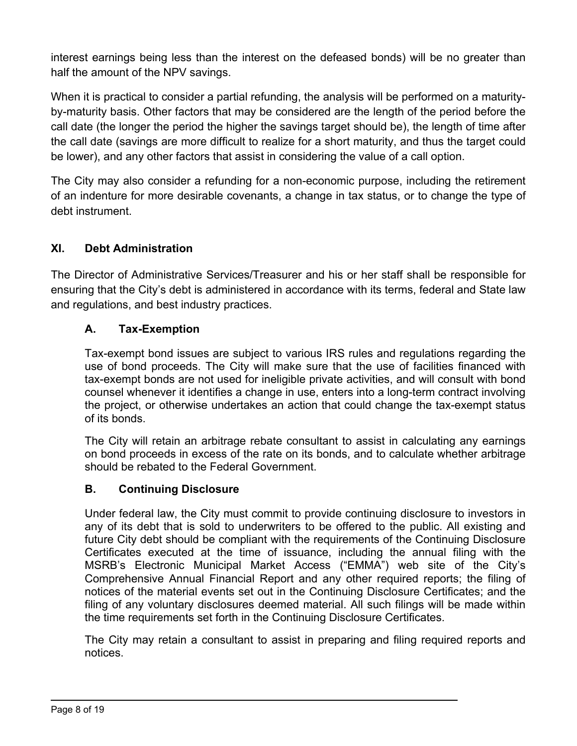interest earnings being less than the interest on the defeased bonds) will be no greater than half the amount of the NPV savings.

When it is practical to consider a partial refunding, the analysis will be performed on a maturity-by-maturity basis. Other factors that may be considered are the length of the period before the call date (the longer the period the higher the savings target should be), the length of time after the call date (savings are more difficult to realize for a short maturity, and thus the target could be lower), and any other factors that assist in considering the value of a call option.

The City may also consider a refunding for a non-economic purpose, including the retirement of an indenture for more desirable covenants, a change in tax status, or to change the type of debt instrument.

## XI. Debt Administration

The Director of Administrative Services/Treasurer and his or her staff shall be responsible for ensuring that the City's debt is administered in accordance with its terms, federal and State law and regulations, and best industry practices.

### A. Tax-Exemption

Tax-exempt bond issues are subject to various IRS rules and regulations regarding the use of bond proceeds. The City will make sure that the use of facilities financed with tax-exempt bonds are not used for ineligible private activities, and will consult with bond counsel whenever it identifies a change in use, enters into a long-term contract involving the project, or otherwise undertakes an action that could change the tax-exempt status of its bonds.

The City will retain an arbitrage rebate consultant to assist in calculating any earnings on bond proceeds in excess of the rate on its bonds, and to calculate whether arbitrage should be rebated to the Federal Government.

### B. Continuing Disclosure

Under federal law, the City must commit to provide continuing disclosure to investors in any of its debt that is sold to underwriters to be offered to the public. All existing and future City debt should be compliant with the requirements of the Continuing Disclosure Certificates executed at the time of issuance, including the annual filing with the MSRB's Electronic Municipal Market Access ("EMMA") web site of the City's Comprehensive Annual Financial Report and any other required reports; the filing of notices of the material events set out in the Continuing Disclosure Certificates; and the filing of any voluntary disclosures deemed material. All such filings will be made within the time requirements set forth in the Continuing Disclosure Certificates.

The City may retain a consultant to assist in preparing and filing required reports and notices.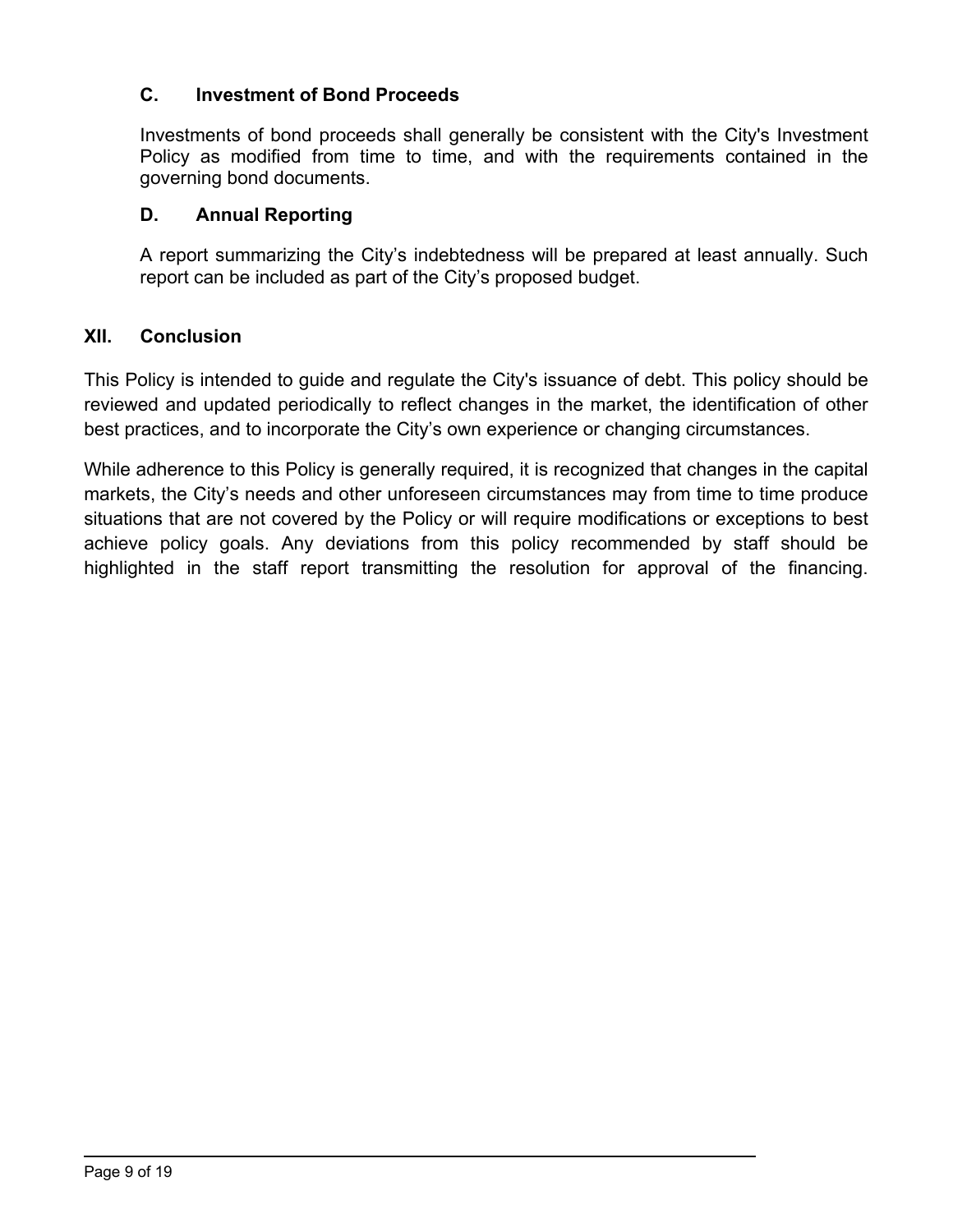### C. Investment of Bond Proceeds

Investments of bond proceeds shall generally be consistent with the City's Investment Policy as modified from time to time, and with the requirements contained in the governing bond documents.

### D. Annual Reporting

A report summarizing the City's indebtedness will be prepared at least annually. Such report can be included as part of the City's proposed budget.

## XII. Conclusion

This Policy is intended to guide and regulate the City's issuance of debt. This policy should be reviewed and updated periodically to reflect changes in the market, the identification of other best practices, and to incorporate the City's own experience or changing circumstances.

While adherence to this Policy is generally required, it is recognized that changes in the capital markets, the City's needs and other unforeseen circumstances may from time to time produce situations that are not covered by the Policy or will require modifications or exceptions to best achieve policy goals. Any deviations from this policy recommended by staff should be highlighted in the staff report transmitting the resolution for approval of the financing.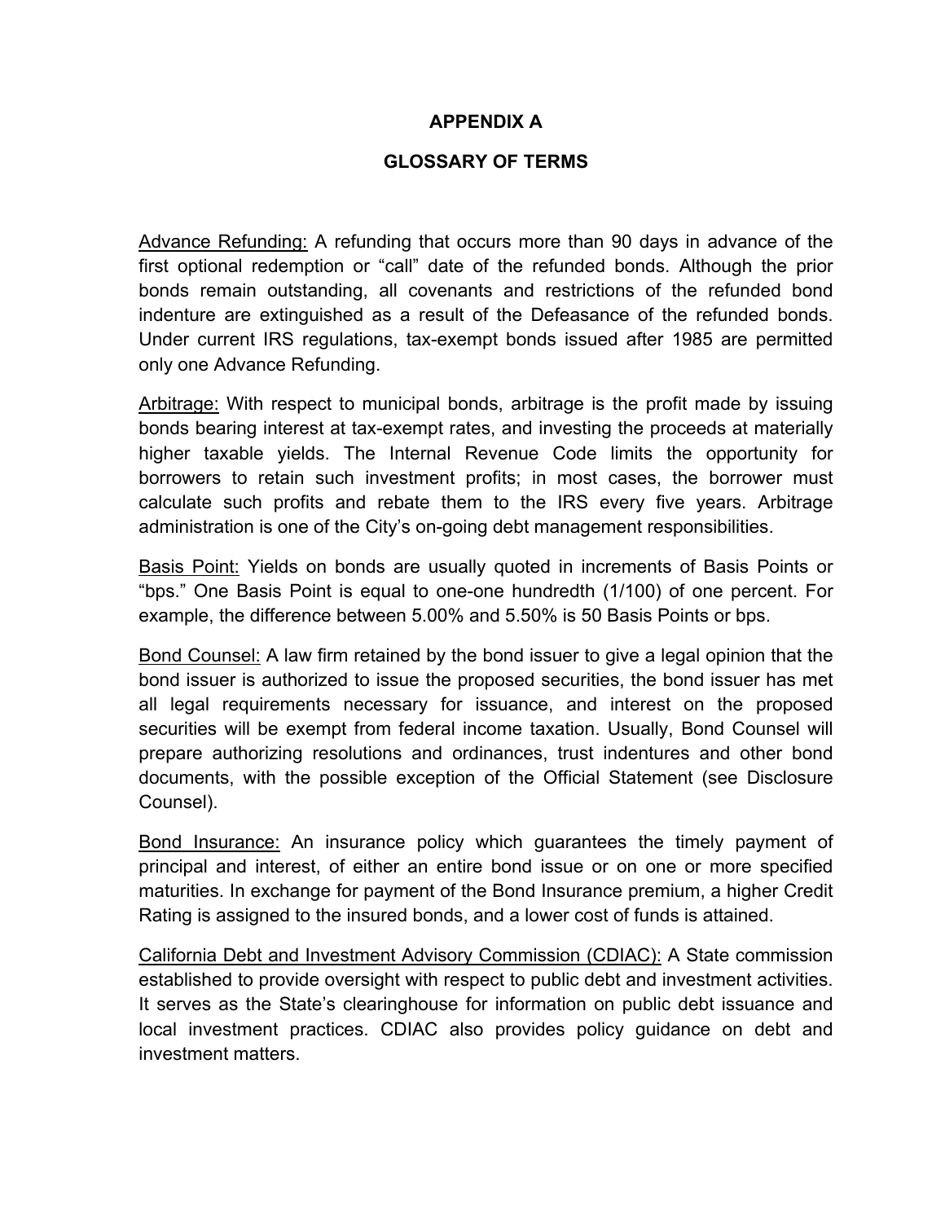# APPENDIX A

## GLOSSARY OF TERMS

Advance Refunding: A refunding that occurs more than 90 days in advance of the first optional redemption or "call" date of the refunded bonds. Although the prior bonds remain outstanding, all covenants and restrictions of the refunded bond indenture are extinguished as a result of the Defeasance of the refunded bonds. Under current IRS regulations, tax-exempt bonds issued after 1985 are permitted only one Advance Refunding.

Arbitrage: With respect to municipal bonds, arbitrage is the profit made by issuing bonds bearing interest at tax-exempt rates, and investing the proceeds at materially higher taxable yields. The Internal Revenue Code limits the opportunity for borrowers to retain such investment profits; in most cases, the borrower must calculate such profits and rebate them to the IRS every five years. Arbitrage administration is one of the City's on-going debt management responsibilities.

Basis Point: Yields on bonds are usually quoted in increments of Basis Points or "bps." One Basis Point is equal to one-one hundredth (1/100) of one percent. For example, the difference between 5.00% and 5.50% is 50 Basis Points or bps.

Bond Counsel: A law firm retained by the bond issuer to give a legal opinion that the bond issuer is authorized to issue the proposed securities, the bond issuer has met all legal requirements necessary for issuance, and interest on the proposed securities will be exempt from federal income taxation. Usually, Bond Counsel will prepare authorizing resolutions and ordinances, trust indentures and other bond documents, with the possible exception of the Official Statement (see Disclosure Counsel).

Bond Insurance: An insurance policy which guarantees the timely payment of principal and interest, of either an entire bond issue or on one or more specified maturities. In exchange for payment of the Bond Insurance premium, a higher Credit Rating is assigned to the insured bonds, and a lower cost of funds is attained.

California Debt and Investment Advisory Commission (CDIAC): A State commission established to provide oversight with respect to public debt and investment activities. It serves as the State's clearinghouse for information on public debt issuance and local investment practices. CDIAC also provides policy guidance on debt and investment matters.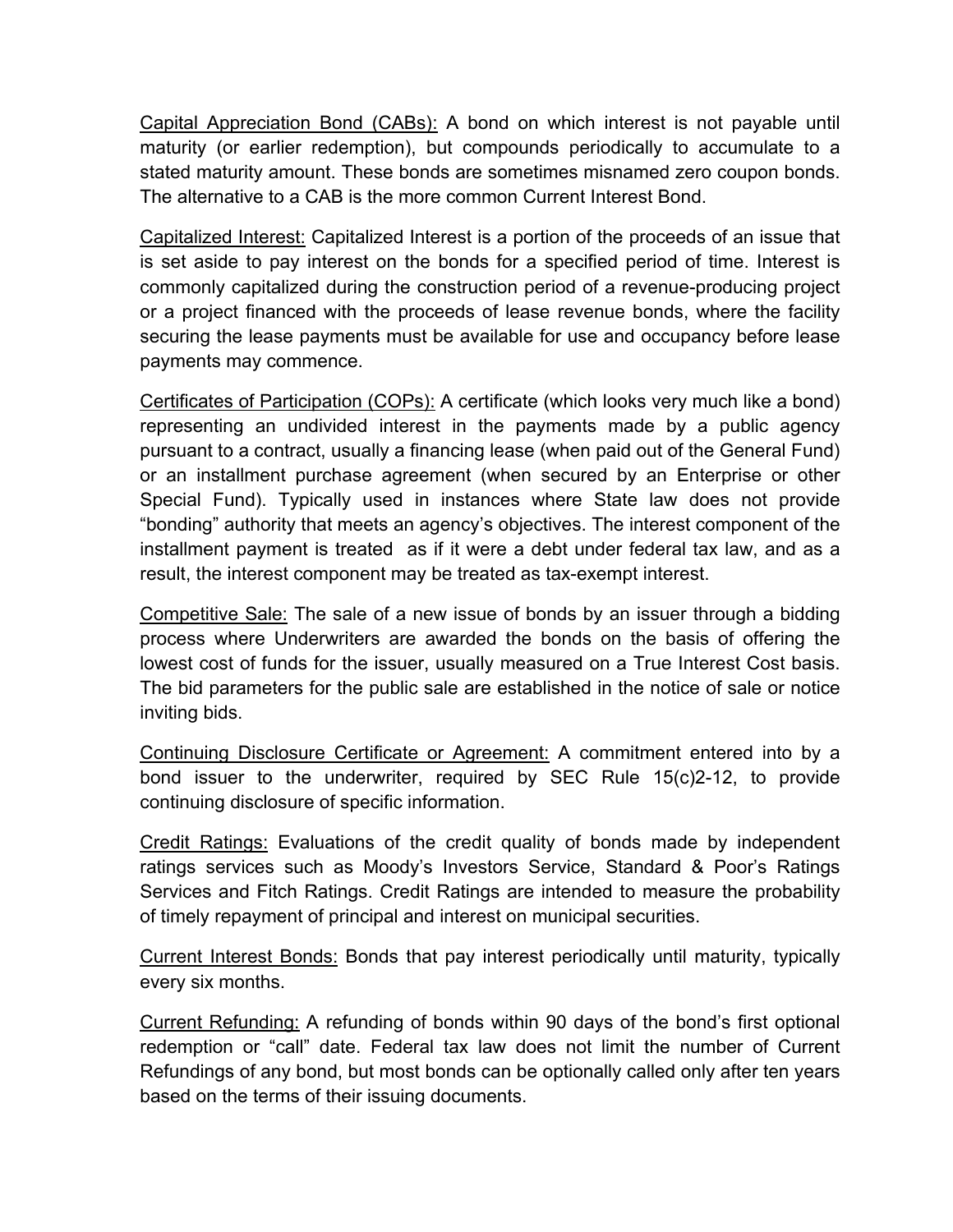<u>Capital Appreciation Bond (CABs):</u> A bond on which interest is not payable until maturity (or earlier redemption), but compounds periodically to accumulate to a stated maturity amount. These bonds are sometimes misnamed zero coupon bonds. The alternative to a CAB is the more common Current Interest Bond.

<u>Capitalized Interest:</u> Capitalized Interest is a portion of the proceeds of an issue that is set aside to pay interest on the bonds for a specified period of time. Interest is commonly capitalized during the construction period of a revenue-producing project or a project financed with the proceeds of lease revenue bonds, where the facility securing the lease payments must be available for use and occupancy before lease payments may commence.

<u>Certificates of Participation (COPs):</u> A certificate (which looks very much like a bond) representing an undivided interest in the payments made by a public agency pursuant to a contract, usually a financing lease (when paid out of the General Fund) or an installment purchase agreement (when secured by an Enterprise or other Special Fund). Typically used in instances where State law does not provide "bonding" authority that meets an agency's objectives. The interest component of the installment payment is treated as if it were a debt under federal tax law, and as a result, the interest component may be treated as tax-exempt interest.

<u>Competitive Sale:</u> The sale of a new issue of bonds by an issuer through a bidding process where Underwriters are awarded the bonds on the basis of offering the lowest cost of funds for the issuer, usually measured on a True Interest Cost basis. The bid parameters for the public sale are established in the notice of sale or notice inviting bids.

<u>Continuing Disclosure Certificate or Agreement:</u> A commitment entered into by a bond issuer to the underwriter, required by SEC Rule 15(c)2-12, to provide continuing disclosure of specific information.

<u>Credit Ratings:</u> Evaluations of the credit quality of bonds made by independent ratings services such as Moody's Investors Service, Standard & Poor's Ratings Services and Fitch Ratings. Credit Ratings are intended to measure the probability of timely repayment of principal and interest on municipal securities.

<u>Current Interest Bonds:</u> Bonds that pay interest periodically until maturity, typically every six months.

<u>Current Refunding:</u> A refunding of bonds within 90 days of the bond's first optional redemption or "call" date. Federal tax law does not limit the number of Current Refundings of any bond, but most bonds can be optionally called only after ten years based on the terms of their issuing documents.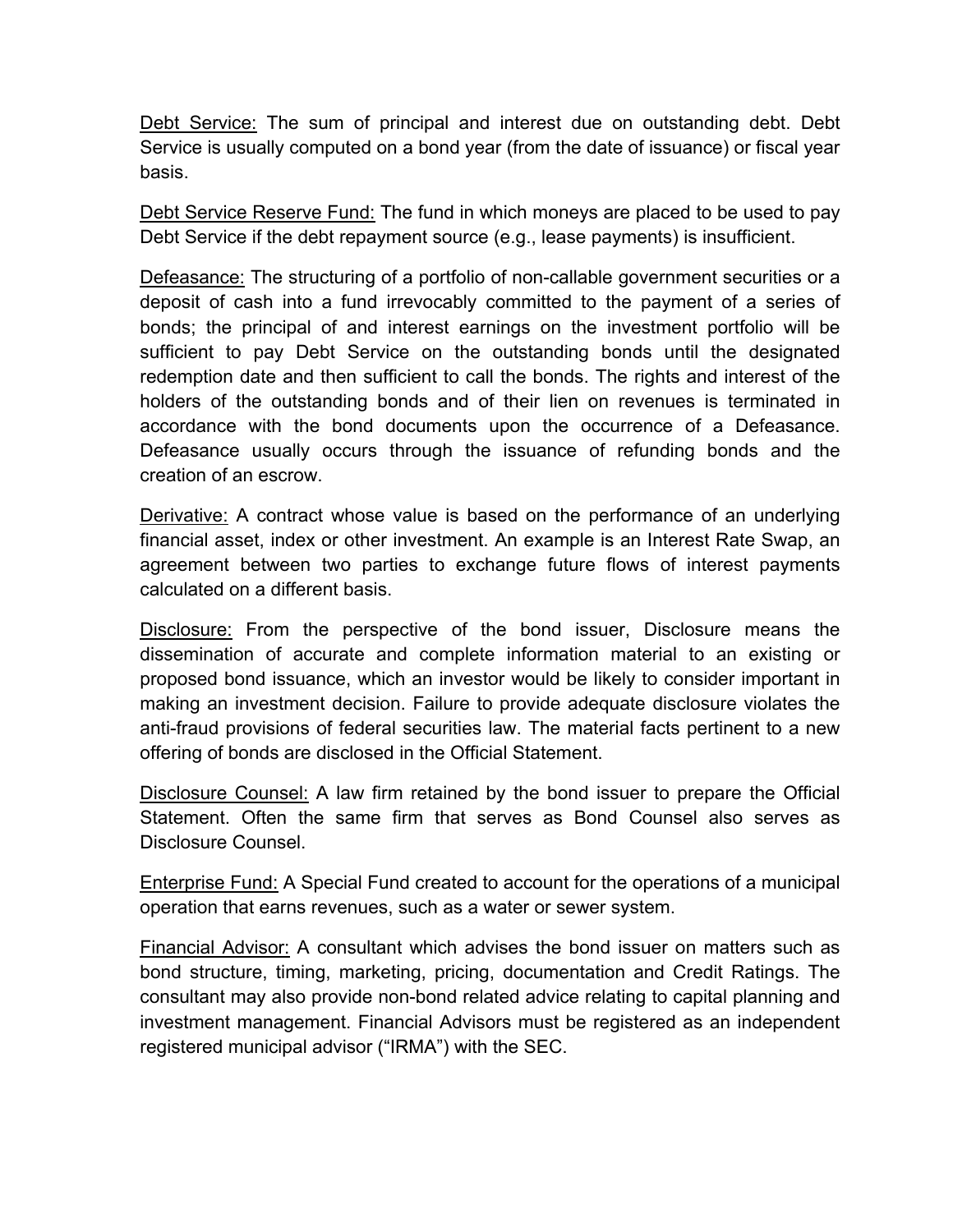<u>Debt Service:</u> The sum of principal and interest due on outstanding debt. Debt Service is usually computed on a bond year (from the date of issuance) or fiscal year basis.

<u>Debt Service Reserve Fund:</u> The fund in which moneys are placed to be used to pay Debt Service if the debt repayment source (e.g., lease payments) is insufficient.

<u>Defeasance:</u> The structuring of a portfolio of non-callable government securities or a deposit of cash into a fund irrevocably committed to the payment of a series of bonds; the principal of and interest earnings on the investment portfolio will be sufficient to pay Debt Service on the outstanding bonds until the designated redemption date and then sufficient to call the bonds. The rights and interest of the holders of the outstanding bonds and of their lien on revenues is terminated in accordance with the bond documents upon the occurrence of a Defeasance. Defeasance usually occurs through the issuance of refunding bonds and the creation of an escrow.

<u>Derivative:</u> A contract whose value is based on the performance of an underlying financial asset, index or other investment. An example is an Interest Rate Swap, an agreement between two parties to exchange future flows of interest payments calculated on a different basis.

<u>Disclosure:</u> From the perspective of the bond issuer, Disclosure means the dissemination of accurate and complete information material to an existing or proposed bond issuance, which an investor would be likely to consider important in making an investment decision. Failure to provide adequate disclosure violates the anti-fraud provisions of federal securities law. The material facts pertinent to a new offering of bonds are disclosed in the Official Statement.

<u>Disclosure Counsel:</u> A law firm retained by the bond issuer to prepare the Official Statement. Often the same firm that serves as Bond Counsel also serves as Disclosure Counsel.

<u>Enterprise Fund:</u> A Special Fund created to account for the operations of a municipal operation that earns revenues, such as a water or sewer system.

<u>Financial Advisor:</u> A consultant which advises the bond issuer on matters such as bond structure, timing, marketing, pricing, documentation and Credit Ratings. The consultant may also provide non-bond related advice relating to capital planning and investment management. Financial Advisors must be registered as an independent registered municipal advisor ("IRMA") with the SEC.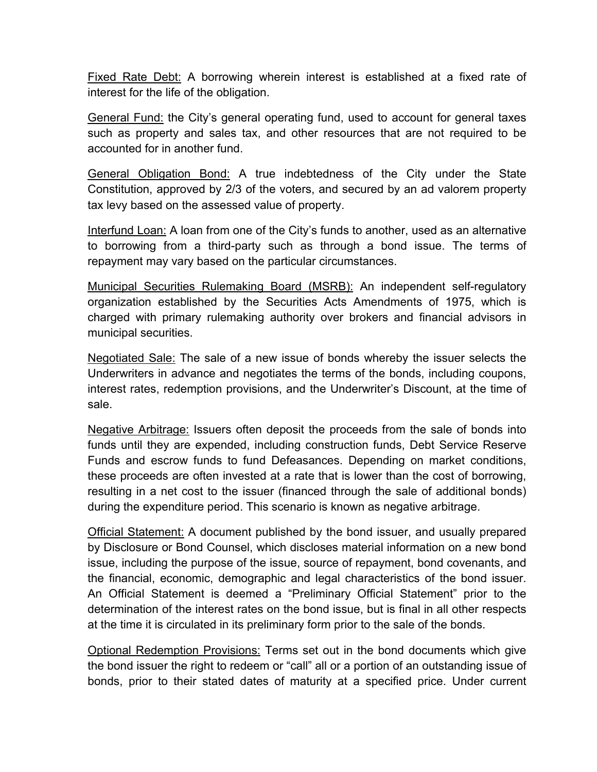Fixed Rate Debt: A borrowing wherein interest is established at a fixed rate of interest for the life of the obligation.

General Fund: the City's general operating fund, used to account for general taxes such as property and sales tax, and other resources that are not required to be accounted for in another fund.

General Obligation Bond: A true indebtedness of the City under the State Constitution, approved by 2/3 of the voters, and secured by an ad valorem property tax levy based on the assessed value of property.

Interfund Loan: A loan from one of the City's funds to another, used as an alternative to borrowing from a third-party such as through a bond issue. The terms of repayment may vary based on the particular circumstances.

Municipal Securities Rulemaking Board (MSRB): An independent self-regulatory organization established by the Securities Acts Amendments of 1975, which is charged with primary rulemaking authority over brokers and financial advisors in municipal securities.

Negotiated Sale: The sale of a new issue of bonds whereby the issuer selects the Underwriters in advance and negotiates the terms of the bonds, including coupons, interest rates, redemption provisions, and the Underwriter's Discount, at the time of sale.

Negative Arbitrage: Issuers often deposit the proceeds from the sale of bonds into funds until they are expended, including construction funds, Debt Service Reserve Funds and escrow funds to fund Defeasances. Depending on market conditions, these proceeds are often invested at a rate that is lower than the cost of borrowing, resulting in a net cost to the issuer (financed through the sale of additional bonds) during the expenditure period. This scenario is known as negative arbitrage.

Official Statement: A document published by the bond issuer, and usually prepared by Disclosure or Bond Counsel, which discloses material information on a new bond issue, including the purpose of the issue, source of repayment, bond covenants, and the financial, economic, demographic and legal characteristics of the bond issuer. An Official Statement is deemed a "Preliminary Official Statement" prior to the determination of the interest rates on the bond issue, but is final in all other respects at the time it is circulated in its preliminary form prior to the sale of the bonds.

Optional Redemption Provisions: Terms set out in the bond documents which give the bond issuer the right to redeem or "call" all or a portion of an outstanding issue of bonds, prior to their stated dates of maturity at a specified price. Under current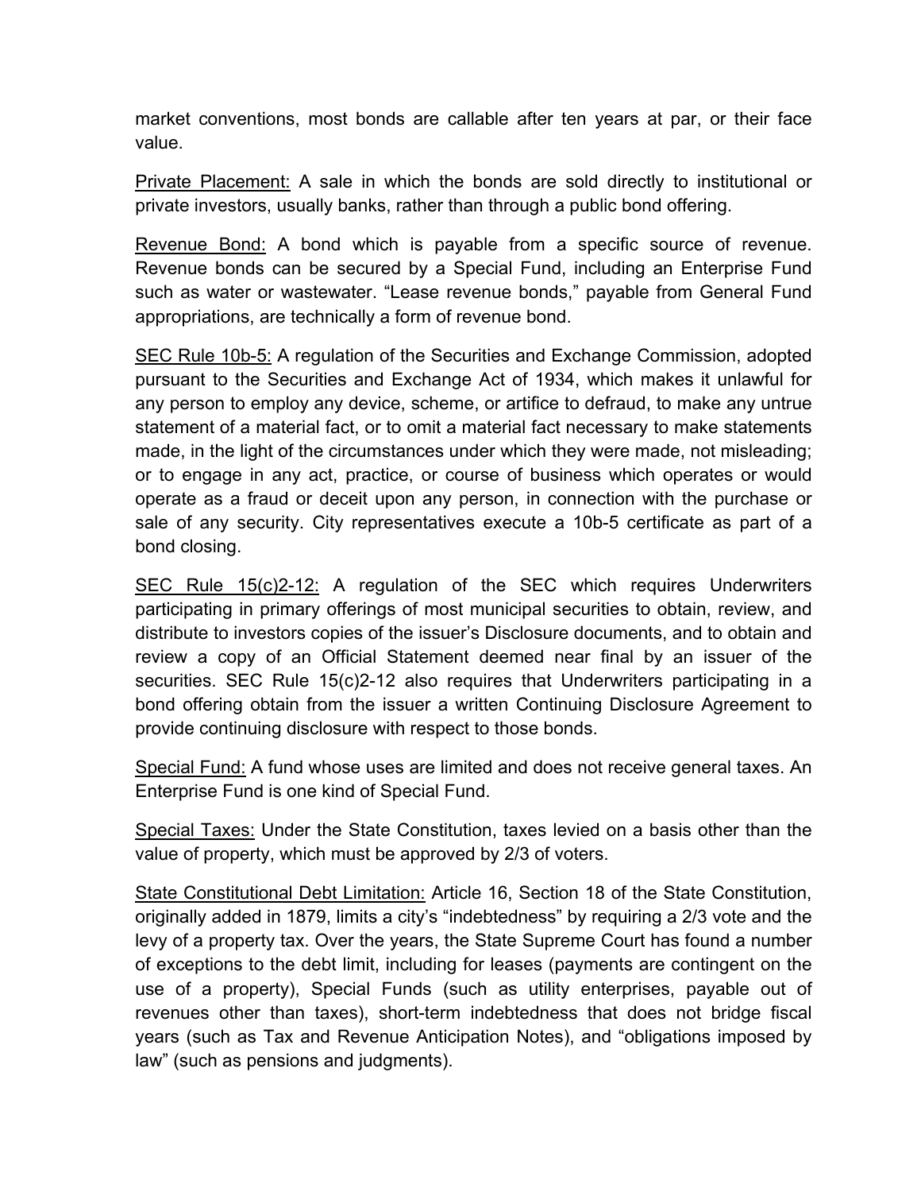market conventions, most bonds are callable after ten years at par, or their face value.

Private Placement: A sale in which the bonds are sold directly to institutional or private investors, usually banks, rather than through a public bond offering.

Revenue Bond: A bond which is payable from a specific source of revenue. Revenue bonds can be secured by a Special Fund, including an Enterprise Fund such as water or wastewater. "Lease revenue bonds," payable from General Fund appropriations, are technically a form of revenue bond.

SEC Rule 10b-5: A regulation of the Securities and Exchange Commission, adopted pursuant to the Securities and Exchange Act of 1934, which makes it unlawful for any person to employ any device, scheme, or artifice to defraud, to make any untrue statement of a material fact, or to omit a material fact necessary to make statements made, in the light of the circumstances under which they were made, not misleading; or to engage in any act, practice, or course of business which operates or would operate as a fraud or deceit upon any person, in connection with the purchase or sale of any security. City representatives execute a 10b-5 certificate as part of a bond closing.

SEC Rule 15(c)2-12: A regulation of the SEC which requires Underwriters participating in primary offerings of most municipal securities to obtain, review, and distribute to investors copies of the issuer's Disclosure documents, and to obtain and review a copy of an Official Statement deemed near final by an issuer of the securities. SEC Rule 15(c)2-12 also requires that Underwriters participating in a bond offering obtain from the issuer a written Continuing Disclosure Agreement to provide continuing disclosure with respect to those bonds.

Special Fund: A fund whose uses are limited and does not receive general taxes. An Enterprise Fund is one kind of Special Fund.

Special Taxes: Under the State Constitution, taxes levied on a basis other than the value of property, which must be approved by 2/3 of voters.

State Constitutional Debt Limitation: Article 16, Section 18 of the State Constitution, originally added in 1879, limits a city's "indebtedness" by requiring a 2/3 vote and the levy of a property tax. Over the years, the State Supreme Court has found a number of exceptions to the debt limit, including for leases (payments are contingent on the use of a property), Special Funds (such as utility enterprises, payable out of revenues other than taxes), short-term indebtedness that does not bridge fiscal years (such as Tax and Revenue Anticipation Notes), and "obligations imposed by law" (such as pensions and judgments).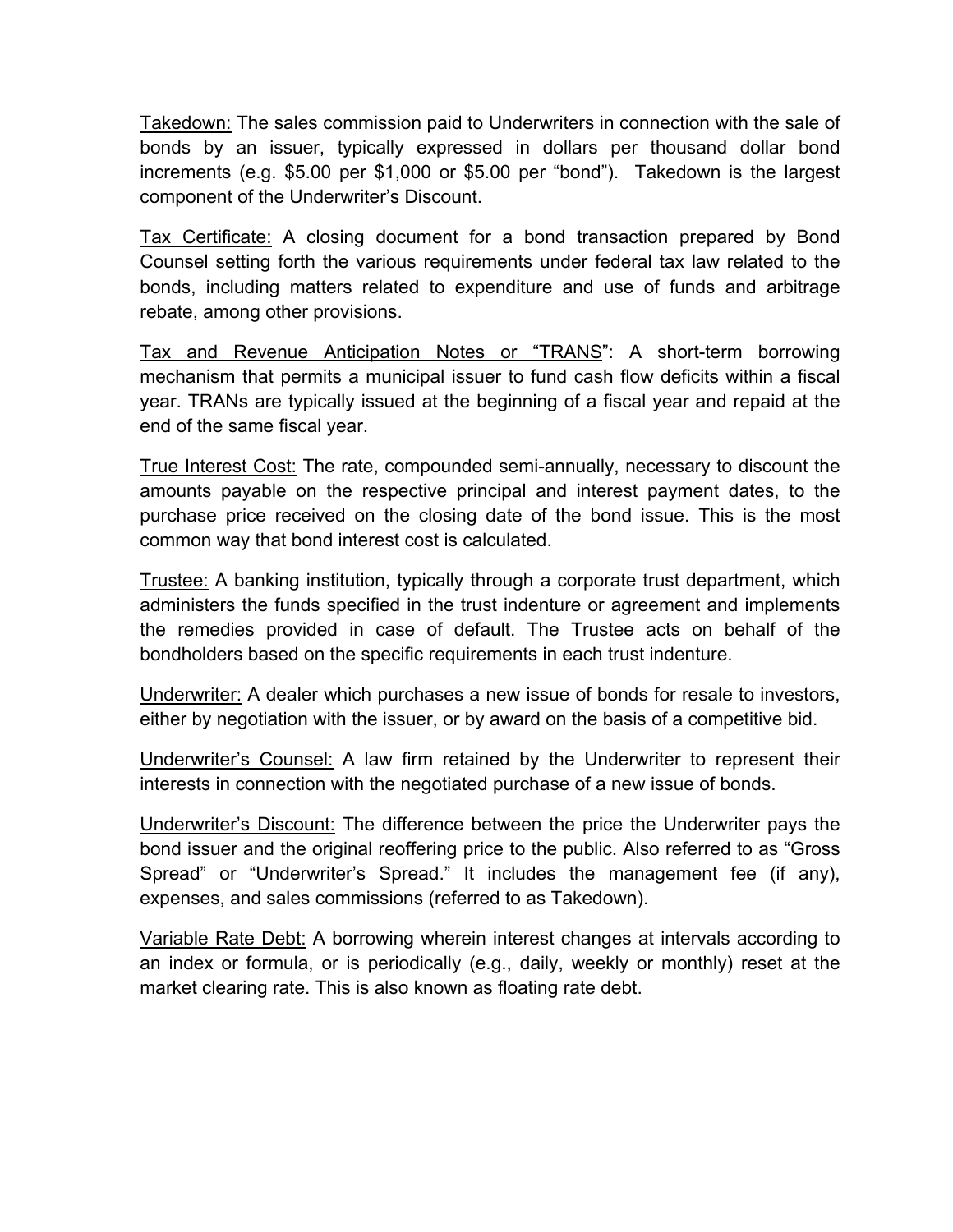Takedown: The sales commission paid to Underwriters in connection with the sale of bonds by an issuer, typically expressed in dollars per thousand dollar bond increments (e.g. $5.00 per $1,000 or $5.00 per "bond"). Takedown is the largest component of the Underwriter's Discount.

Tax Certificate: A closing document for a bond transaction prepared by Bond Counsel setting forth the various requirements under federal tax law related to the bonds, including matters related to expenditure and use of funds and arbitrage rebate, among other provisions.

Tax and Revenue Anticipation Notes or "TRANS": A short-term borrowing mechanism that permits a municipal issuer to fund cash flow deficits within a fiscal year. TRANs are typically issued at the beginning of a fiscal year and repaid at the end of the same fiscal year.

True Interest Cost: The rate, compounded semi-annually, necessary to discount the amounts payable on the respective principal and interest payment dates, to the purchase price received on the closing date of the bond issue. This is the most common way that bond interest cost is calculated.

Trustee: A banking institution, typically through a corporate trust department, which administers the funds specified in the trust indenture or agreement and implements the remedies provided in case of default. The Trustee acts on behalf of the bondholders based on the specific requirements in each trust indenture.

Underwriter: A dealer which purchases a new issue of bonds for resale to investors, either by negotiation with the issuer, or by award on the basis of a competitive bid.

Underwriter's Counsel: A law firm retained by the Underwriter to represent their interests in connection with the negotiated purchase of a new issue of bonds.

Underwriter's Discount: The difference between the price the Underwriter pays the bond issuer and the original reoffering price to the public. Also referred to as "Gross Spread" or "Underwriter's Spread." It includes the management fee (if any), expenses, and sales commissions (referred to as Takedown).

Variable Rate Debt: A borrowing wherein interest changes at intervals according to an index or formula, or is periodically (e.g., daily, weekly or monthly) reset at the market clearing rate. This is also known as floating rate debt.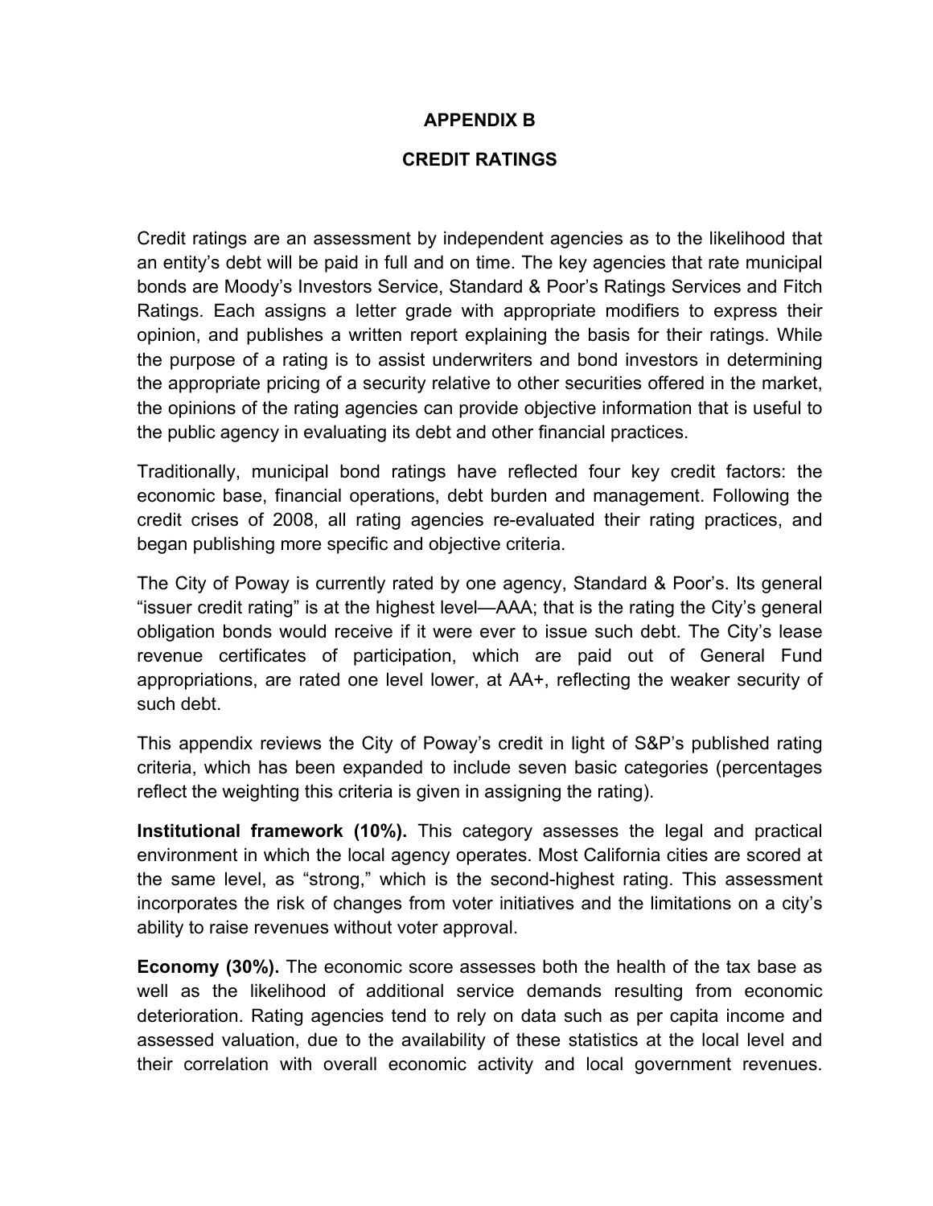# APPENDIX B

## CREDIT RATINGS

Credit ratings are an assessment by independent agencies as to the likelihood that an entity's debt will be paid in full and on time. The key agencies that rate municipal bonds are Moody's Investors Service, Standard & Poor's Ratings Services and Fitch Ratings. Each assigns a letter grade with appropriate modifiers to express their opinion, and publishes a written report explaining the basis for their ratings. While the purpose of a rating is to assist underwriters and bond investors in determining the appropriate pricing of a security relative to other securities offered in the market, the opinions of the rating agencies can provide objective information that is useful to the public agency in evaluating its debt and other financial practices.

Traditionally, municipal bond ratings have reflected four key credit factors: the economic base, financial operations, debt burden and management. Following the credit crises of 2008, all rating agencies re-evaluated their rating practices, and began publishing more specific and objective criteria.

The City of Poway is currently rated by one agency, Standard & Poor's. Its general "issuer credit rating" is at the highest level—AAA; that is the rating the City's general obligation bonds would receive if it were ever to issue such debt. The City's lease revenue certificates of participation, which are paid out of General Fund appropriations, are rated one level lower, at AA+, reflecting the weaker security of such debt.

This appendix reviews the City of Poway's credit in light of S&P's published rating criteria, which has been expanded to include seven basic categories (percentages reflect the weighting this criteria is given in assigning the rating).

**Institutional framework (10%).** This category assesses the legal and practical environment in which the local agency operates. Most California cities are scored at the same level, as "strong," which is the second-highest rating. This assessment incorporates the risk of changes from voter initiatives and the limitations on a city's ability to raise revenues without voter approval.

**Economy (30%).** The economic score assesses both the health of the tax base as well as the likelihood of additional service demands resulting from economic deterioration. Rating agencies tend to rely on data such as per capita income and assessed valuation, due to the availability of these statistics at the local level and their correlation with overall economic activity and local government revenues.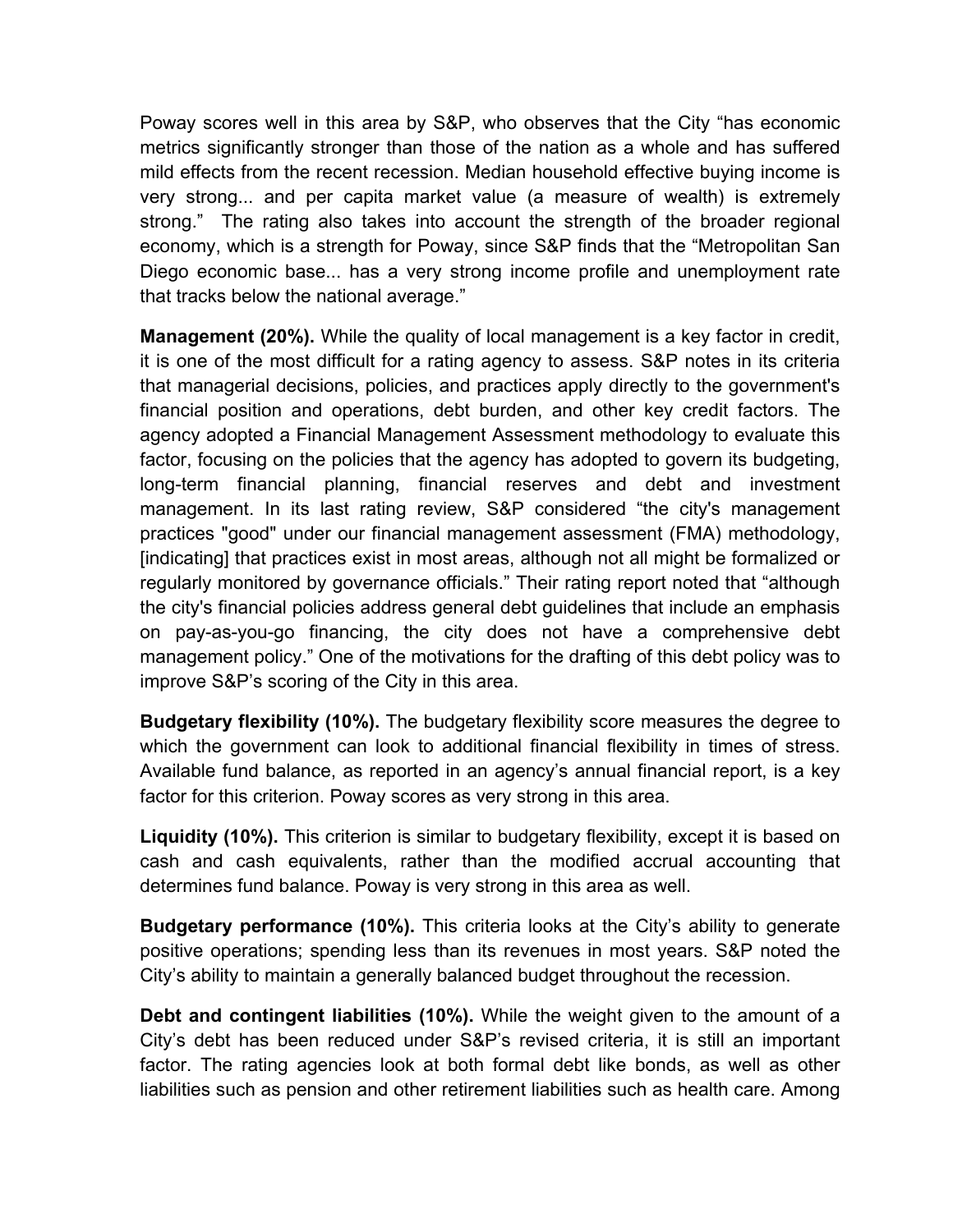Poway scores well in this area by S&P, who observes that the City "has economic metrics significantly stronger than those of the nation as a whole and has suffered mild effects from the recent recession. Median household effective buying income is very strong... and per capita market value (a measure of wealth) is extremely strong." The rating also takes into account the strength of the broader regional economy, which is a strength for Poway, since S&P finds that the "Metropolitan San Diego economic base... has a very strong income profile and unemployment rate that tracks below the national average."

**Management (20%).** While the quality of local management is a key factor in credit, it is one of the most difficult for a rating agency to assess. S&P notes in its criteria that managerial decisions, policies, and practices apply directly to the government's financial position and operations, debt burden, and other key credit factors. The agency adopted a Financial Management Assessment methodology to evaluate this factor, focusing on the policies that the agency has adopted to govern its budgeting, long-term financial planning, financial reserves and debt and investment management. In its last rating review, S&P considered "the city's management practices "good" under our financial management assessment (FMA) methodology, [indicating] that practices exist in most areas, although not all might be formalized or regularly monitored by governance officials." Their rating report noted that "although the city's financial policies address general debt guidelines that include an emphasis on pay-as-you-go financing, the city does not have a comprehensive debt management policy." One of the motivations for the drafting of this debt policy was to improve S&P's scoring of the City in this area.

**Budgetary flexibility (10%).** The budgetary flexibility score measures the degree to which the government can look to additional financial flexibility in times of stress. Available fund balance, as reported in an agency's annual financial report, is a key factor for this criterion. Poway scores as very strong in this area.

**Liquidity (10%).** This criterion is similar to budgetary flexibility, except it is based on cash and cash equivalents, rather than the modified accrual accounting that determines fund balance. Poway is very strong in this area as well.

**Budgetary performance (10%).** This criteria looks at the City's ability to generate positive operations; spending less than its revenues in most years. S&P noted the City's ability to maintain a generally balanced budget throughout the recession.

**Debt and contingent liabilities (10%).** While the weight given to the amount of a City's debt has been reduced under S&P's revised criteria, it is still an important factor. The rating agencies look at both formal debt like bonds, as well as other liabilities such as pension and other retirement liabilities such as health care. Among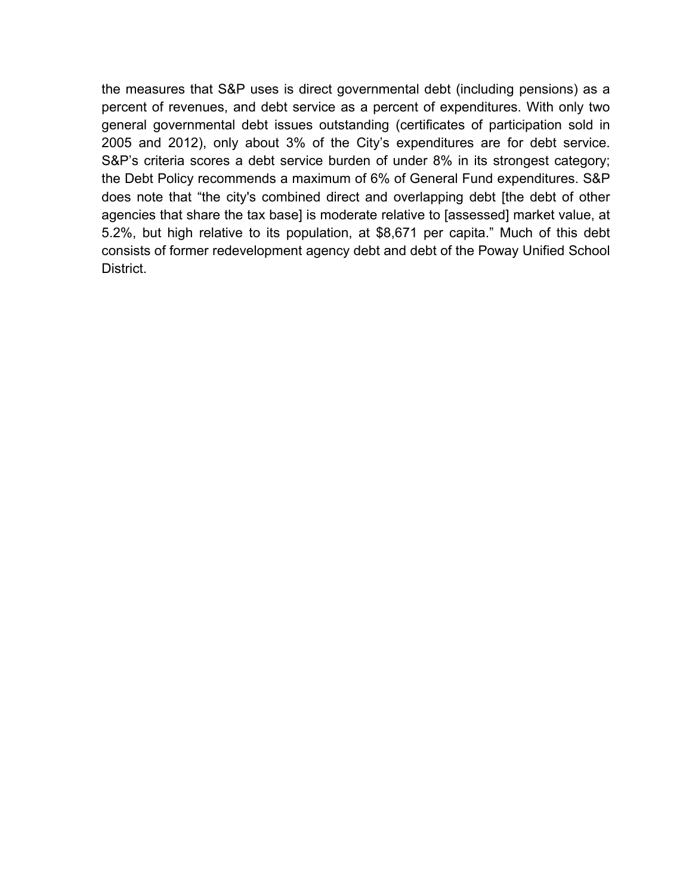the measures that S&P uses is direct governmental debt (including pensions) as a percent of revenues, and debt service as a percent of expenditures. With only two general governmental debt issues outstanding (certificates of participation sold in 2005 and 2012), only about 3% of the City's expenditures are for debt service. S&P's criteria scores a debt service burden of under 8% in its strongest category; the Debt Policy recommends a maximum of 6% of General Fund expenditures. S&P does note that "the city's combined direct and overlapping debt [the debt of other agencies that share the tax base] is moderate relative to [assessed] market value, at 5.2%, but high relative to its population, at $8,671 per capita." Much of this debt consists of former redevelopment agency debt and debt of the Poway Unified School District.